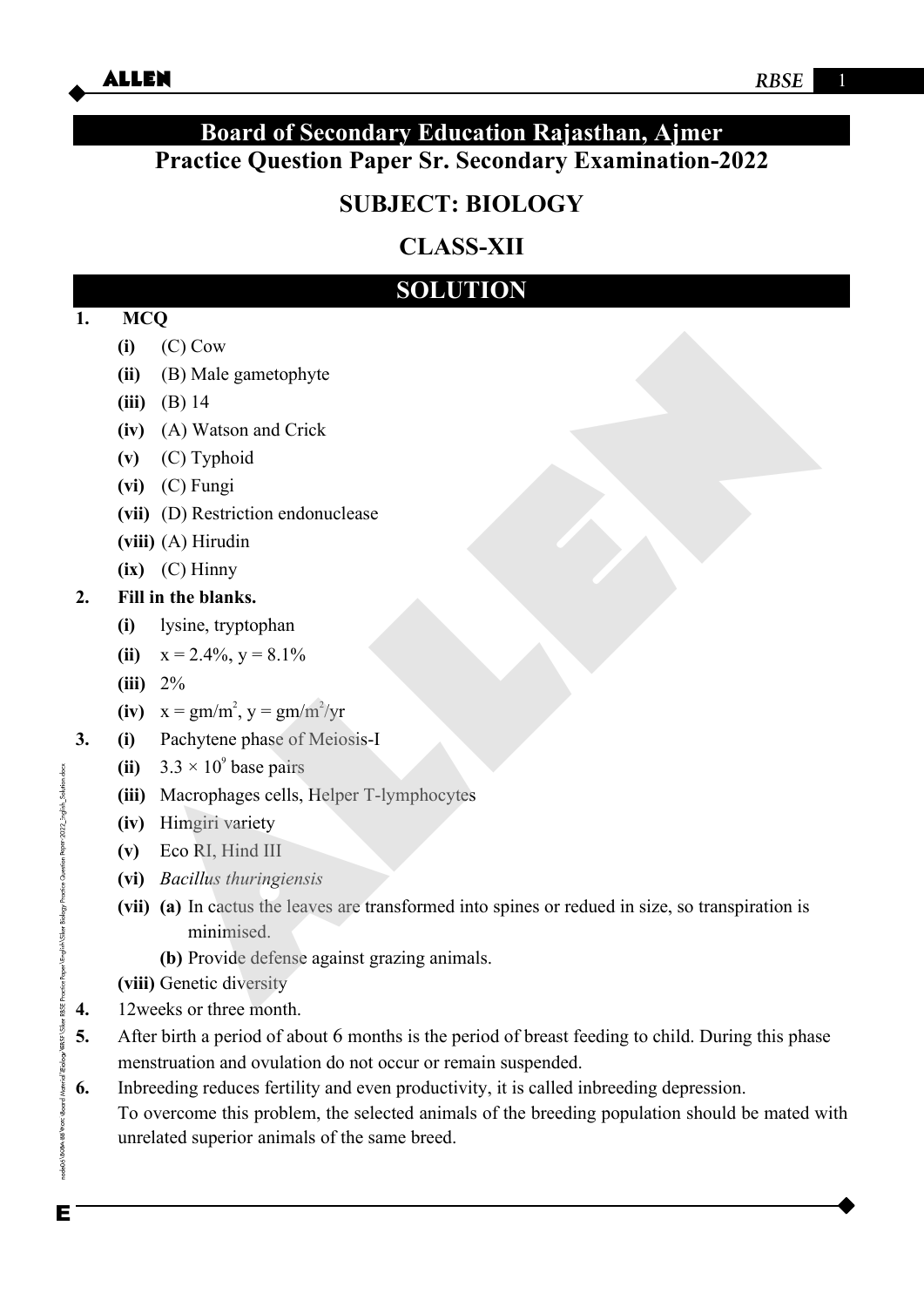# Board of Secondary Education Rajasthan, Ajmer

## Practice Question Paper Sr. Secondary Examination-2022

## SUBJECT: BIOLOGY

## CLASS-XII

## SOLUTION

**1. MCQ**

- **(i)** (C) Cow
- **(ii)** (B) Male gametophyte
- **(iii)** (B) 14
- **(iv)** (A) Watson and Crick
- **(v)** (C) Typhoid
- **(vi)** (C) Fungi
- **(vii)** (D) Restriction endonuclease
- **(viii)** (A) Hirudin
- **(ix)** (C) Hinny

**2. Fill in the blanks.**

- **(i)** lysine, tryptophan
- **(ii)** x = 2.4%, y = 8.1%
- **(iii)** 2%
- **(iv)** x = $gm/m^2$, y = $gm/m^2/yr$

**3.**

- **(i)** Pachytene phase of Meiosis-I
- **(ii)** $3.3 \times 10^9$ base pairs
- **(iii)** Macrophages cells, Helper T-lymphocytes
- **(iv)** Himgiri variety
- **(v)** Eco RI, Hind III
- **(vi)** *Bacillus thuringiensis*
- **(vii)** **(a)** In cactus the leaves are transformed into spines or redued in size, so transpiration is minimised.

  **(b)** Provide defense against grazing animals.
- **(viii)** Genetic diversity

**4.** 12weeks or three month.

**5.** After birth a period of about 6 months is the period of breast feeding to child. During this phase menstruation and ovulation do not occur or remain suspended.

**6.** Inbreeding reduces fertility and even productivity, it is called inbreeding depression.
To overcome this problem, the selected animals of the breeding population should be mated with unrelated superior animals of the same breed.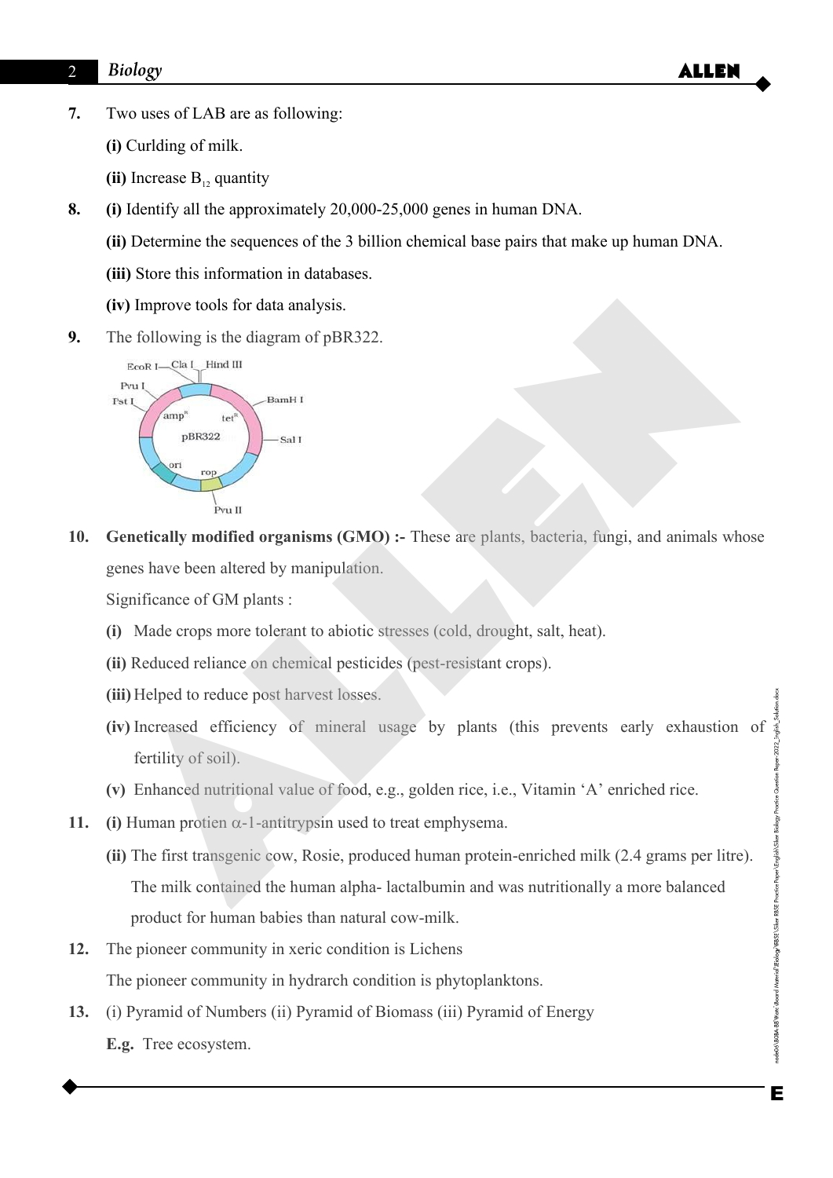7. Two uses of LAB are as following:

   **(i)** Curlding of milk.

   **(ii)** Increase $B_{12}$ quantity

8. **(i)** Identify all the approximately 20,000-25,000 genes in human DNA.

   **(ii)** Determine the sequences of the 3 billion chemical base pairs that make up human DNA.

   **(iii)** Store this information in databases.

   **(iv)** Improve tools for data analysis.

9. The following is the diagram of pBR322.

10. **Genetically modified organisms (GMO) :-** These are plants, bacteria, fungi, and animals whose genes have been altered by manipulation.

    Significance of GM plants :

    **(i)** Made crops more tolerant to abiotic stresses (cold, drought, salt, heat).

    **(ii)** Reduced reliance on chemical pesticides (pest-resistant crops).

    **(iii)** Helped to reduce post harvest losses.

    **(iv)** Increased efficiency of mineral usage by plants (this prevents early exhaustion of fertility of soil).

    **(v)** Enhanced nutritional value of food, e.g., golden rice, i.e., Vitamin 'A' enriched rice.

11. **(i)** Human protien $\alpha$-1-antitrypsin used to treat emphysema.

    **(ii)** The first transgenic cow, Rosie, produced human protein-enriched milk (2.4 grams per litre). The milk contained the human alpha- lactalbumin and was nutritionally a more balanced product for human babies than natural cow-milk.

12. The pioneer community in xeric condition is Lichens

    The pioneer community in hydrarch condition is phytoplanktons.

13. (i) Pyramid of Numbers (ii) Pyramid of Biomass (iii) Pyramid of Energy

    **E.g.** Tree ecosystem.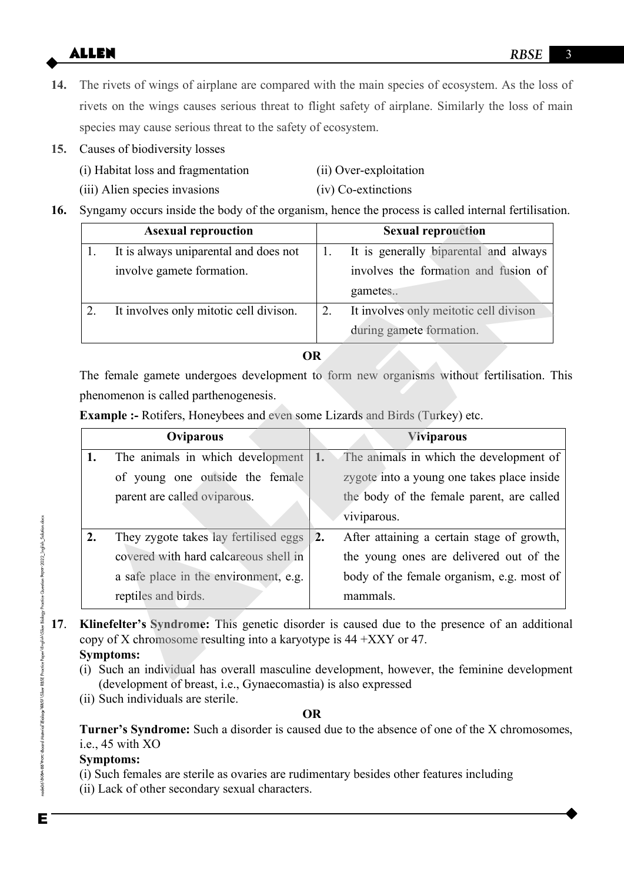**14.** The rivets of wings of airplane are compared with the main species of ecosystem. As the loss of rivets on the wings causes serious threat to flight safety of airplane. Similarly the loss of main species may cause serious threat to the safety of ecosystem.

**15.** Causes of biodiversity losses

(i) Habitat loss and fragmentation (ii) Over-exploitation

(iii) Alien species invasions (iv) Co-extinctions

**16.** Syngamy occurs inside the body of the organism, hence the process is called internal fertilisation.

| Asexual reprouction | Sexual reprouction |
|---|---|
| 1. It is always uniparental and does not involve gamete formation. | 1. It is generally biparental and always involves the formation and fusion of gametes.. |
| 2. It involves only mitotic cell divison. | 2. It involves only meitotic cell divison during gamete formation. |

**OR**

The female gamete undergoes development to form new organisms without fertilisation. This phenomenon is called parthenogenesis.

**Example :-** Rotifers, Honeybees and even some Lizards and Birds (Turkey) etc.

| Oviparous | Viviparous |
|---|---|
| **1.** The animals in which development of young one outside the female parent are called oviparous. | **1.** The animals in which the development of zygote into a young one takes place inside the body of the female parent, are called viviparous. |
| **2.** They zygote takes lay fertilised eggs covered with hard calcareous shell in a safe place in the environment, e.g. reptiles and birds. | **2.** After attaining a certain stage of growth, the young ones are delivered out of the body of the female organism, e.g. most of mammals. |

**17.** **Klinefelter's Syndrome:** This genetic disorder is caused due to the presence of an additional copy of X chromosome resulting into a karyotype is 44 +XXY or 47.

**Symptoms:**

(i) Such an individual has overall masculine development, however, the feminine development (development of breast, i.e., Gynaecomastia) is also expressed

(ii) Such individuals are sterile.

**OR**

**Turner's Syndrome:** Such a disorder is caused due to the absence of one of the X chromosomes, i.e., 45 with XO

**Symptoms:**

(i) Such females are sterile as ovaries are rudimentary besides other features including

(ii) Lack of other secondary sexual characters.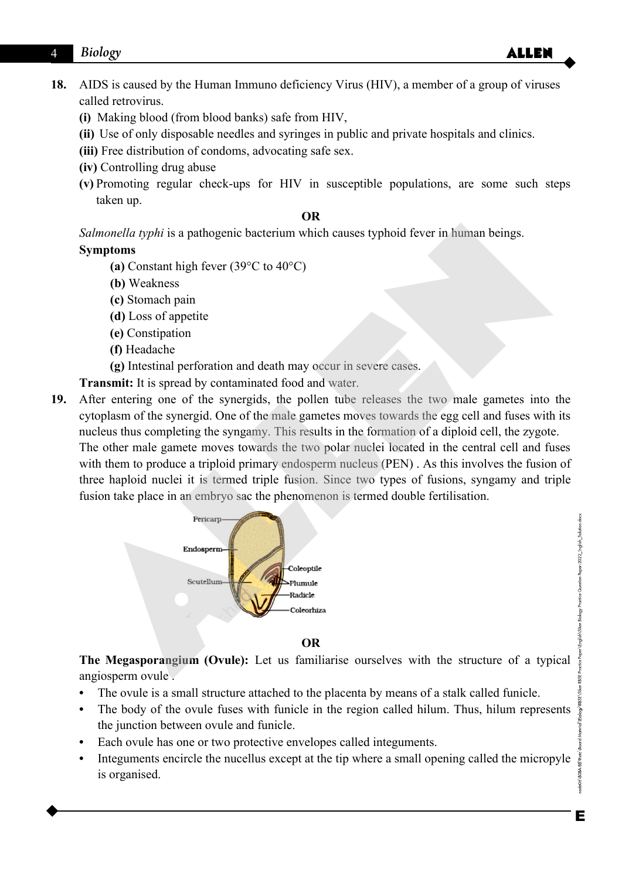**18.** AIDS is caused by the Human Immuno deficiency Virus (HIV), a member of a group of viruses called retrovirus.

**(i)** Making blood (from blood banks) safe from HIV,

**(ii)** Use of only disposable needles and syringes in public and private hospitals and clinics.

**(iii)** Free distribution of condoms, advocating safe sex.

**(iv)** Controlling drug abuse

**(v)** Promoting regular check-ups for HIV in susceptible populations, are some such steps taken up.

**OR**

*Salmonella typhi* is a pathogenic bacterium which causes typhoid fever in human beings.

**Symptoms**

**(a)** Constant high fever (39°C to 40°C)

**(b)** Weakness

**(c)** Stomach pain

**(d)** Loss of appetite

**(e)** Constipation

**(f)** Headache

**(g)** Intestinal perforation and death may occur in severe cases.

**Transmit:** It is spread by contaminated food and water.

**19.** After entering one of the synergids, the pollen tube releases the two male gametes into the cytoplasm of the synergid. One of the male gametes moves towards the egg cell and fuses with its nucleus thus completing the syngamy. This results in the formation of a diploid cell, the zygote. The other male gamete moves towards the two polar nuclei located in the central cell and fuses with them to produce a triploid primary endosperm nucleus (PEN) . As this involves the fusion of three haploid nuclei it is termed triple fusion. Since two types of fusions, syngamy and triple fusion take place in an embryo sac the phenomenon is termed double fertilisation.

Pericarp, Endosperm, Scutellum, Coleoptile, Plumule, Radicle, Coleorhiza

**OR**

**The Megasporangium (Ovule):** Let us familiarise ourselves with the structure of a typical angiosperm ovule .

- The ovule is a small structure attached to the placenta by means of a stalk called funicle.
- The body of the ovule fuses with funicle in the region called hilum. Thus, hilum represents the junction between ovule and funicle.
- Each ovule has one or two protective envelopes called integuments.
- Integuments encircle the nucellus except at the tip where a small opening called the micropyle is organised.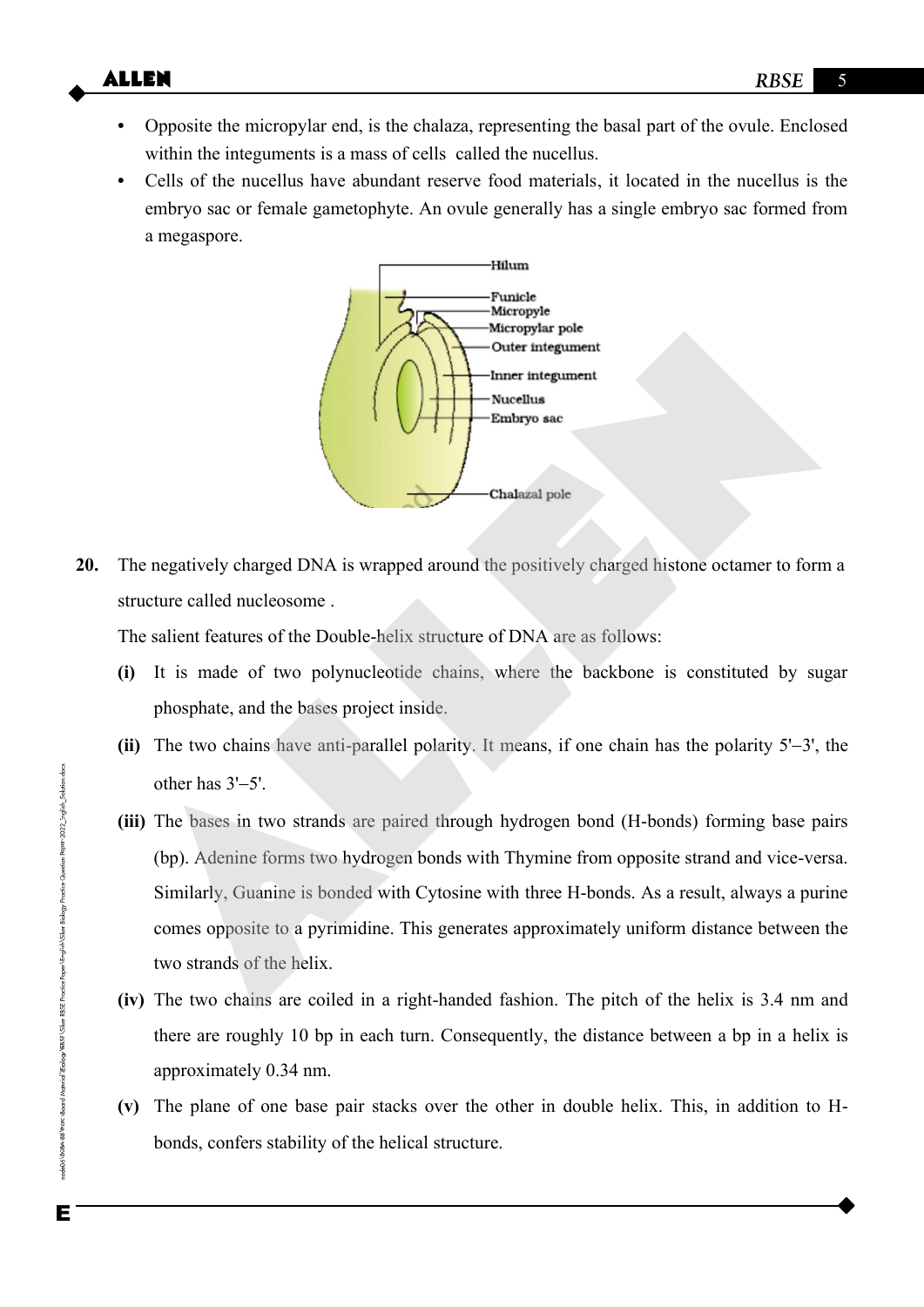- Opposite the micropylar end, is the chalaza, representing the basal part of the ovule. Enclosed within the integuments is a mass of cells called the nucellus.
- Cells of the nucellus have abundant reserve food materials, it located in the nucellus is the embryo sac or female gametophyte. An ovule generally has a single embryo sac formed from a megaspore.

**20.** The negatively charged DNA is wrapped around the positively charged histone octamer to form a structure called nucleosome .

The salient features of the Double-helix structure of DNA are as follows:

**(i)** It is made of two polynucleotide chains, where the backbone is constituted by sugar phosphate, and the bases project inside.

**(ii)** The two chains have anti-parallel polarity. It means, if one chain has the polarity 5'–3', the other has 3'–5'.

**(iii)** The bases in two strands are paired through hydrogen bond (H-bonds) forming base pairs (bp). Adenine forms two hydrogen bonds with Thymine from opposite strand and vice-versa. Similarly, Guanine is bonded with Cytosine with three H-bonds. As a result, always a purine comes opposite to a pyrimidine. This generates approximately uniform distance between the two strands of the helix.

**(iv)** The two chains are coiled in a right-handed fashion. The pitch of the helix is 3.4 nm and there are roughly 10 bp in each turn. Consequently, the distance between a bp in a helix is approximately 0.34 nm.

**(v)** The plane of one base pair stacks over the other in double helix. This, in addition to H-bonds, confers stability of the helical structure.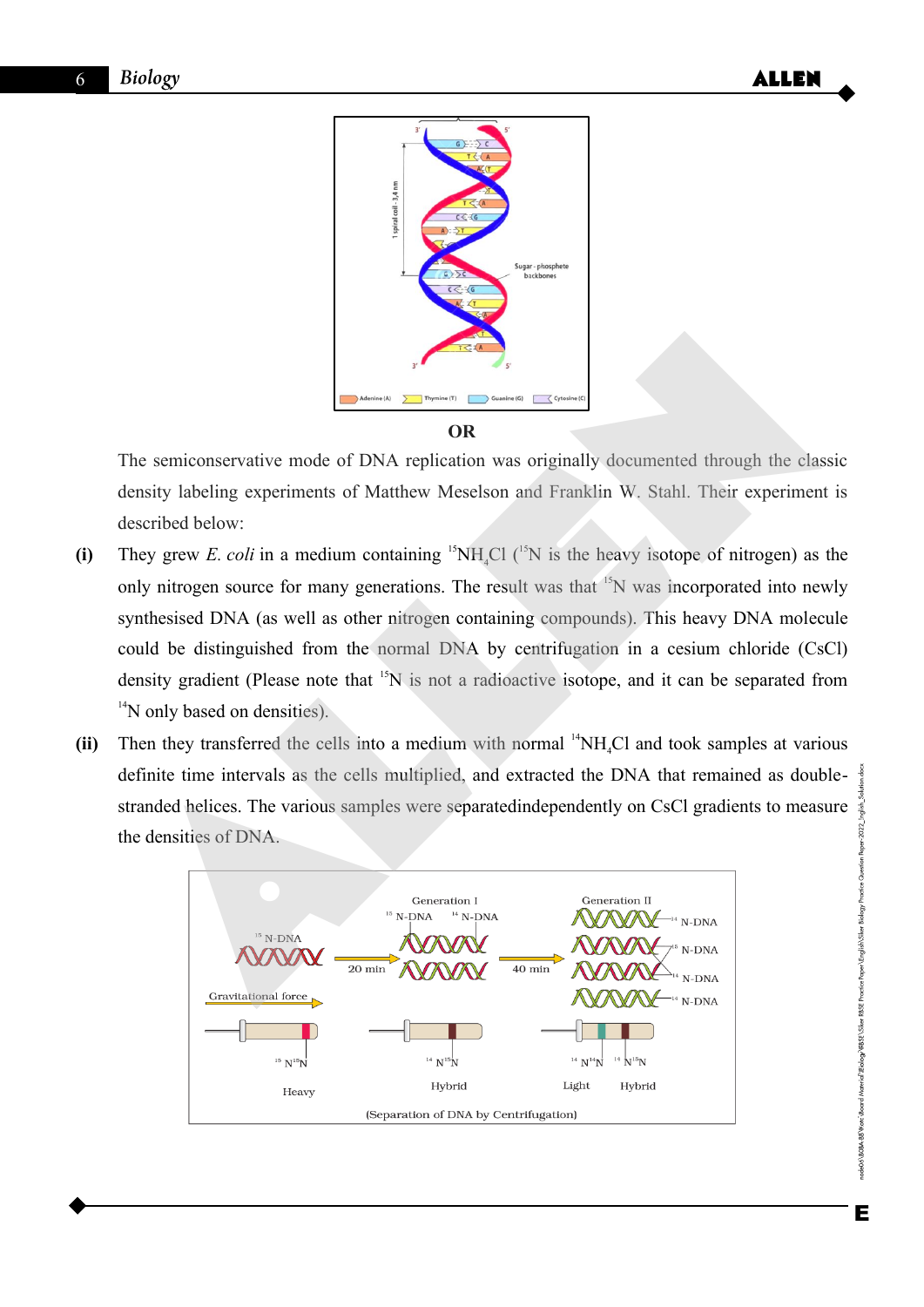**OR**

The semiconservative mode of DNA replication was originally documented through the classic density labeling experiments of Matthew Meselson and Franklin W. Stahl. Their experiment is described below:

**(i)** They grew *E. coli* in a medium containing $^{15}NH_4Cl$ ($^{15}N$ is the heavy isotope of nitrogen) as the only nitrogen source for many generations. The result was that $^{15}N$ was incorporated into newly synthesised DNA (as well as other nitrogen containing compounds). This heavy DNA molecule could be distinguished from the normal DNA by centrifugation in a cesium chloride (CsCl) density gradient (Please note that $^{15}N$ is not a radioactive isotope, and it can be separated from $^{14}N$ only based on densities).

**(ii)** Then they transferred the cells into a medium with normal $^{14}NH_4Cl$ and took samples at various definite time intervals as the cells multiplied, and extracted the DNA that remained as double-stranded helices. The various samples were separatedindependently on CsCl gradients to measure the densities of DNA.

Generation I
$^{15}$N-DNA
$^{14}$N-DNA
Generation II
$^{14}$N-DNA
$^{15}$N-DNA
$^{14}$N-DNA
$^{14}$N-DNA
$^{15}$N-DNA
20 min
40 min
Gravitational force
$^{15}N^{15}N$
$^{14}N^{15}N$
$^{14}N^{14}N$
$^{14}N^{15}N$
Heavy
Hybrid
Light
Hybrid

(Separation of DNA by Centrifugation)